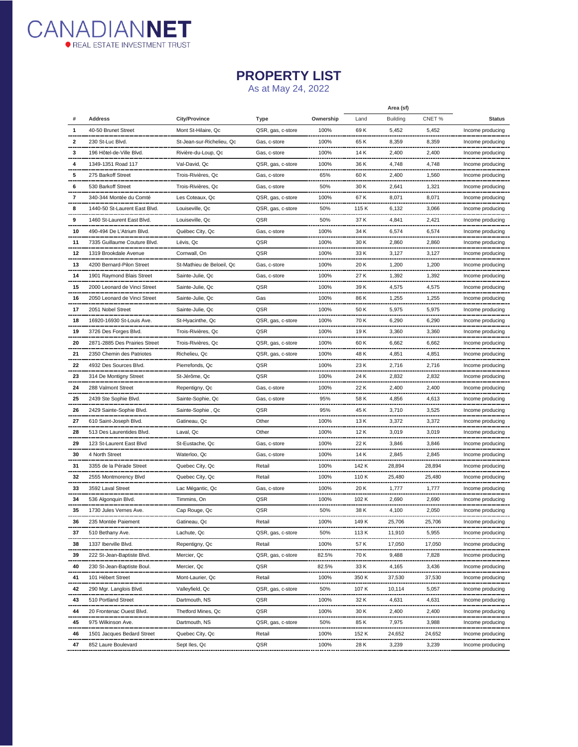CANADIAN**NET**
REAL ESTATE INVESTMENT TRUST

# PROPERTY LIST

As at May 24, 2022

| # | Address | City/Province | Type | Ownership | Area (sf) | | | Status |
|---|---|---|---|---|---|---|---|---|
| | | | | | Land | Building | CNET % | |
| 1 | 40-50 Brunet Street | Mont St-Hilaire, Qc | QSR, gas, c-store | 100% | 69 K | 5,452 | 5,452 | Income producing |
| 2 | 230 St-Luc Blvd. | St-Jean-sur-Richelieu, Qc | Gas, c-store | 100% | 65 K | 8,359 | 8,359 | Income producing |
| 3 | 196 Hôtel-de-Ville Blvd. | Rivière-du-Loup, Qc | Gas, c-store | 100% | 14 K | 2,400 | 2,400 | Income producing |
| 4 | 1349-1351 Road 117 | Val-David, Qc | QSR, gas, c-store | 100% | 36 K | 4,748 | 4,748 | Income producing |
| 5 | 275 Barkoff Street | Trois-Rivières, Qc | Gas, c-store | 65% | 60 K | 2,400 | 1,560 | Income producing |
| 6 | 530 Barkoff Street | Trois-Rivières, Qc | Gas, c-store | 50% | 30 K | 2,641 | 1,321 | Income producing |
| 7 | 340-344 Montée du Comté | Les Coteaux, Qc | QSR, gas, c-store | 100% | 67 K | 8,071 | 8,071 | Income producing |
| 8 | 1440-50 St-Laurent East Blvd. | Louiseville, Qc | QSR, gas, c-store | 50% | 115 K | 6,132 | 3,066 | Income producing |
| 9 | 1460 St-Laurent East Blvd. | Louiseville, Qc | QSR | 50% | 37 K | 4,841 | 2,421 | Income producing |
| 10 | 490-494 De L'Atrium Blvd. | Québec City, Qc | Gas, c-store | 100% | 34 K | 6,574 | 6,574 | Income producing |
| 11 | 7335 Guillaume Couture Blvd. | Lévis, Qc | QSR | 100% | 30 K | 2,860 | 2,860 | Income producing |
| 12 | 1319 Brookdale Avenue | Cornwall, On | QSR | 100% | 33 K | 3,127 | 3,127 | Income producing |
| 13 | 4200 Bernard-Pilon Street | St-Mathieu de Beloeil, Qc | Gas, c-store | 100% | 20 K | 1,200 | 1,200 | Income producing |
| 14 | 1901 Raymond Blais Street | Sainte-Julie, Qc | Gas, c-store | 100% | 27 K | 1,392 | 1,392 | Income producing |
| 15 | 2000 Leonard de Vinci Street | Sainte-Julie, Qc | QSR | 100% | 39 K | 4,575 | 4,575 | Income producing |
| 16 | 2050 Leonard de Vinci Street | Sainte-Julie, Qc | Gas | 100% | 86 K | 1,255 | 1,255 | Income producing |
| 17 | 2051 Nobel Street | Sainte-Julie, Qc | QSR | 100% | 50 K | 5,975 | 5,975 | Income producing |
| 18 | 16920-16930 St-Louis Ave. | St-Hyacinthe, Qc | QSR, gas, c-store | 100% | 70 K | 6,290 | 6,290 | Income producing |
| 19 | 3726 Des Forges Blvd. | Trois-Rivières, Qc | QSR | 100% | 19 K | 3,360 | 3,360 | Income producing |
| 20 | 2871-2885 Des Prairies Street | Trois-Rivières, Qc | QSR, gas, c-store | 100% | 60 K | 6,662 | 6,662 | Income producing |
| 21 | 2350 Chemin des Patriotes | Richelieu, Qc | QSR, gas, c-store | 100% | 48 K | 4,851 | 4,851 | Income producing |
| 22 | 4932 Des Sources Blvd. | Pierrefonds, Qc | QSR | 100% | 23 K | 2,716 | 2,716 | Income producing |
| 23 | 314 De Montigny Street | St-Jérôme, Qc | QSR | 100% | 24 K | 2,832 | 2,832 | Income producing |
| 24 | 288 Valmont Street | Repentigny, Qc | Gas, c-store | 100% | 22 K | 2,400 | 2,400 | Income producing |
| 25 | 2439 Ste Sophie Blvd. | Sainte-Sophie, Qc | Gas, c-store | 95% | 58 K | 4,856 | 4,613 | Income producing |
| 26 | 2429 Sainte-Sophie Blvd. | Sainte-Sophie , Qc | QSR | 95% | 45 K | 3,710 | 3,525 | Income producing |
| 27 | 610 Saint-Joseph Blvd. | Gatineau, Qc | Other | 100% | 13 K | 3,372 | 3,372 | Income producing |
| 28 | 513 Des Laurentides Blvd. | Laval, Qc | Other | 100% | 12 K | 3,019 | 3,019 | Income producing |
| 29 | 123 St-Laurent East Blvd | St-Eustache, Qc | Gas, c-store | 100% | 22 K | 3,846 | 3,846 | Income producing |
| 30 | 4 North Street | Waterloo, Qc | Gas, c-store | 100% | 14 K | 2,845 | 2,845 | Income producing |
| 31 | 3355 de la Pérade Street | Quebec City, Qc | Retail | 100% | 142 K | 28,894 | 28,894 | Income producing |
| 32 | 2555 Montmorency Blvd | Quebec City, Qc | Retail | 100% | 110 K | 25,480 | 25,480 | Income producing |
| 33 | 3592 Laval Street | Lac Mégantic, Qc | Gas, c-store | 100% | 20 K | 1,777 | 1,777 | Income producing |
| 34 | 536 Algonquin Blvd. | Timmins, On | QSR | 100% | 102 K | 2,690 | 2,690 | Income producing |
| 35 | 1730 Jules Vernes Ave. | Cap Rouge, Qc | QSR | 50% | 38 K | 4,100 | 2,050 | Income producing |
| 36 | 235 Montée Paiement | Gatineau, Qc | Retail | 100% | 149 K | 25,706 | 25,706 | Income producing |
| 37 | 510 Bethany Ave. | Lachute, Qc | QSR, gas, c-store | 50% | 113 K | 11,910 | 5,955 | Income producing |
| 38 | 1337 Iberville Blvd. | Repentigny, Qc | Retail | 100% | 57 K | 17,050 | 17,050 | Income producing |
| 39 | 222 St-Jean-Baptiste Blvd. | Mercier, Qc | QSR, gas, c-store | 82.5% | 70 K | 9,488 | 7,828 | Income producing |
| 40 | 230 St-Jean-Baptiste Boul. | Mercier, Qc | QSR | 82.5% | 33 K | 4,165 | 3,436 | Income producing |
| 41 | 101 Hébert Street | Mont-Laurier, Qc | Retail | 100% | 350 K | 37,530 | 37,530 | Income producing |
| 42 | 290 Mgr. Langlois Blvd. | Valleyfield, Qc | QSR, gas, c-store | 50% | 107 K | 10,114 | 5,057 | Income producing |
| 43 | 510 Portland Street | Dartmouth, NS | QSR | 100% | 32 K | 4,631 | 4,631 | Income producing |
| 44 | 20 Frontenac Ouest Blvd. | Thetford Mines, Qc | QSR | 100% | 30 K | 2,400 | 2,400 | Income producing |
| 45 | 975 Wilkinson Ave. | Dartmouth, NS | QSR, gas, c-store | 50% | 85 K | 7,975 | 3,988 | Income producing |
| 46 | 1501 Jacques Bedard Street | Quebec City, Qc | Retail | 100% | 152 K | 24,652 | 24,652 | Income producing |
| 47 | 852 Laure Boulevard | Sept Iles, Qc | QSR | 100% | 28 K | 3,239 | 3,239 | Income producing |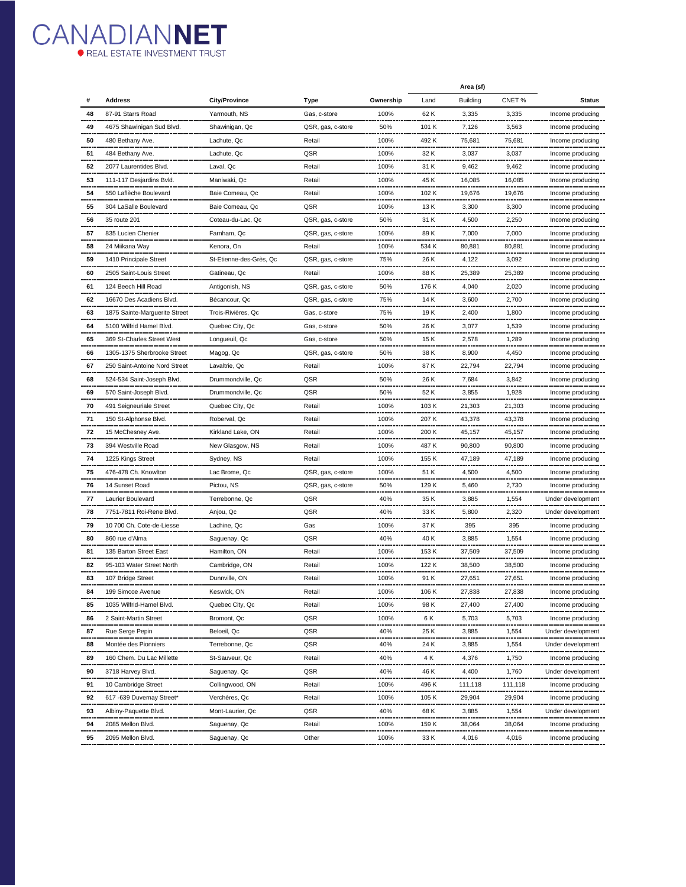# CANADIANNET
REAL ESTATE INVESTMENT TRUST

| # | Address | City/Province | Type | Ownership | Area (sf) | | | Status |
|---|---|---|---|---|---|---|---|---|
| | | | | | Land | Building | CNET % | |
| 48 | 87-91 Starrs Road | Yarmouth, NS | Gas, c-store | 100% | 62 K | 3,335 | 3,335 | Income producing |
| 49 | 4675 Shawinigan Sud Blvd. | Shawinigan, Qc | QSR, gas, c-store | 50% | 101 K | 7,126 | 3,563 | Income producing |
| 50 | 480 Bethany Ave. | Lachute, Qc | Retail | 100% | 492 K | 75,681 | 75,681 | Income producing |
| 51 | 484 Bethany Ave. | Lachute, Qc | QSR | 100% | 32 K | 3,037 | 3,037 | Income producing |
| 52 | 2077 Laurentides Blvd. | Laval, Qc | Retail | 100% | 31 K | 9,462 | 9,462 | Income producing |
| 53 | 111-117 Desjardins Bvld. | Maniwaki, Qc | Retail | 100% | 45 K | 16,085 | 16,085 | Income producing |
| 54 | 550 Laflèche Boulevard | Baie Comeau, Qc | Retail | 100% | 102 K | 19,676 | 19,676 | Income producing |
| 55 | 304 LaSalle Boulevard | Baie Comeau, Qc | QSR | 100% | 13 K | 3,300 | 3,300 | Income producing |
| 56 | 35 route 201 | Coteau-du-Lac, Qc | QSR, gas, c-store | 50% | 31 K | 4,500 | 2,250 | Income producing |
| 57 | 835 Lucien Chenier | Farnham, Qc | QSR, gas, c-store | 100% | 89 K | 7,000 | 7,000 | Income producing |
| 58 | 24 Miikana Way | Kenora, On | Retail | 100% | 534 K | 80,881 | 80,881 | Income producing |
| 59 | 1410 Principale Street | St-Etienne-des-Grès, Qc | QSR, gas, c-store | 75% | 26 K | 4,122 | 3,092 | Income producing |
| 60 | 2505 Saint-Louis Street | Gatineau, Qc | Retail | 100% | 88 K | 25,389 | 25,389 | Income producing |
| 61 | 124 Beech Hill Road | Antigonish, NS | QSR, gas, c-store | 50% | 176 K | 4,040 | 2,020 | Income producing |
| 62 | 16670 Des Acadiens Blvd. | Bécancour, Qc | QSR, gas, c-store | 75% | 14 K | 3,600 | 2,700 | Income producing |
| 63 | 1875 Sainte-Marguerite Street | Trois-Rivières, Qc | Gas, c-store | 75% | 19 K | 2,400 | 1,800 | Income producing |
| 64 | 5100 Wilfrid Hamel Blvd. | Quebec City, Qc | Gas, c-store | 50% | 26 K | 3,077 | 1,539 | Income producing |
| 65 | 369 St-Charles Street West | Longueuil, Qc | Gas, c-store | 50% | 15 K | 2,578 | 1,289 | Income producing |
| 66 | 1305-1375 Sherbrooke Street | Magog, Qc | QSR, gas, c-store | 50% | 38 K | 8,900 | 4,450 | Income producing |
| 67 | 250 Saint-Antoine Nord Street | Lavaltrie, Qc | Retail | 100% | 87 K | 22,794 | 22,794 | Income producing |
| 68 | 524-534 Saint-Joseph Blvd. | Drummondville, Qc | QSR | 50% | 26 K | 7,684 | 3,842 | Income producing |
| 69 | 570 Saint-Joseph Blvd. | Drummondville, Qc | QSR | 50% | 52 K | 3,855 | 1,928 | Income producing |
| 70 | 491 Seigneuriale Street | Quebec City, Qc | Retail | 100% | 103 K | 21,303 | 21,303 | Income producing |
| 71 | 150 St-Alphonse Blvd. | Roberval, Qc | Retail | 100% | 207 K | 43,378 | 43,378 | Income producing |
| 72 | 15 McChesney Ave. | Kirkland Lake, ON | Retail | 100% | 200 K | 45,157 | 45,157 | Income producing |
| 73 | 394 Westville Road | New Glasgow, NS | Retail | 100% | 487 K | 90,800 | 90,800 | Income producing |
| 74 | 1225 Kings Street | Sydney, NS | Retail | 100% | 155 K | 47,189 | 47,189 | Income producing |
| 75 | 476-478 Ch. Knowlton | Lac Brome, Qc | QSR, gas, c-store | 100% | 51 K | 4,500 | 4,500 | Income producing |
| 76 | 14 Sunset Road | Pictou, NS | QSR, gas, c-store | 50% | 129 K | 5,460 | 2,730 | Income producing |
| 77 | Laurier Boulevard | Terrebonne, Qc | QSR | 40% | 35 K | 3,885 | 1,554 | Under development |
| 78 | 7751-7811 Roi-Rene Blvd. | Anjou, Qc | QSR | 40% | 33 K | 5,800 | 2,320 | Under development |
| 79 | 10 700 Ch. Cote-de-Liesse | Lachine, Qc | Gas | 100% | 37 K | 395 | 395 | Income producing |
| 80 | 860 rue d'Alma | Saguenay, Qc | QSR | 40% | 40 K | 3,885 | 1,554 | Income producing |
| 81 | 135 Barton Street East | Hamilton, ON | Retail | 100% | 153 K | 37,509 | 37,509 | Income producing |
| 82 | 95-103 Water Street North | Cambridge, ON | Retail | 100% | 122 K | 38,500 | 38,500 | Income producing |
| 83 | 107 Bridge Street | Dunnville, ON | Retail | 100% | 91 K | 27,651 | 27,651 | Income producing |
| 84 | 199 Simcoe Avenue | Keswick, ON | Retail | 100% | 106 K | 27,838 | 27,838 | Income producing |
| 85 | 1035 Wilfrid-Hamel Blvd. | Quebec City, Qc | Retail | 100% | 98 K | 27,400 | 27,400 | Income producing |
| 86 | 2 Saint-Martin Street | Bromont, Qc | QSR | 100% | 6 K | 5,703 | 5,703 | Income producing |
| 87 | Rue Serge Pepin | Beloeil, Qc | QSR | 40% | 25 K | 3,885 | 1,554 | Under development |
| 88 | Montée des Pionniers | Terrebonne, Qc | QSR | 40% | 24 K | 3,885 | 1,554 | Under development |
| 89 | 160 Chem. Du Lac Millette | St-Sauveur, Qc | Retail | 40% | 4 K | 4,376 | 1,750 | Income producing |
| 90 | 3718 Harvey Blvd. | Saguenay, Qc | QSR | 40% | 46 K | 4,400 | 1,760 | Under development |
| 91 | 10 Cambridge Street | Collingwood, ON | Retail | 100% | 496 K | 111,118 | 111,118 | Income producing |
| 92 | 617 -639 Duvernay Street* | Verchères, Qc | Retail | 100% | 105 K | 29,904 | 29,904 | Income producing |
| 93 | Albiny-Paquette Blvd. | Mont-Laurier, Qc | QSR | 40% | 68 K | 3,885 | 1,554 | Under development |
| 94 | 2085 Mellon Blvd. | Saguenay, Qc | Retail | 100% | 159 K | 38,064 | 38,064 | Income producing |
| 95 | 2095 Mellon Blvd. | Saguenay, Qc | Other | 100% | 33 K | 4,016 | 4,016 | Income producing |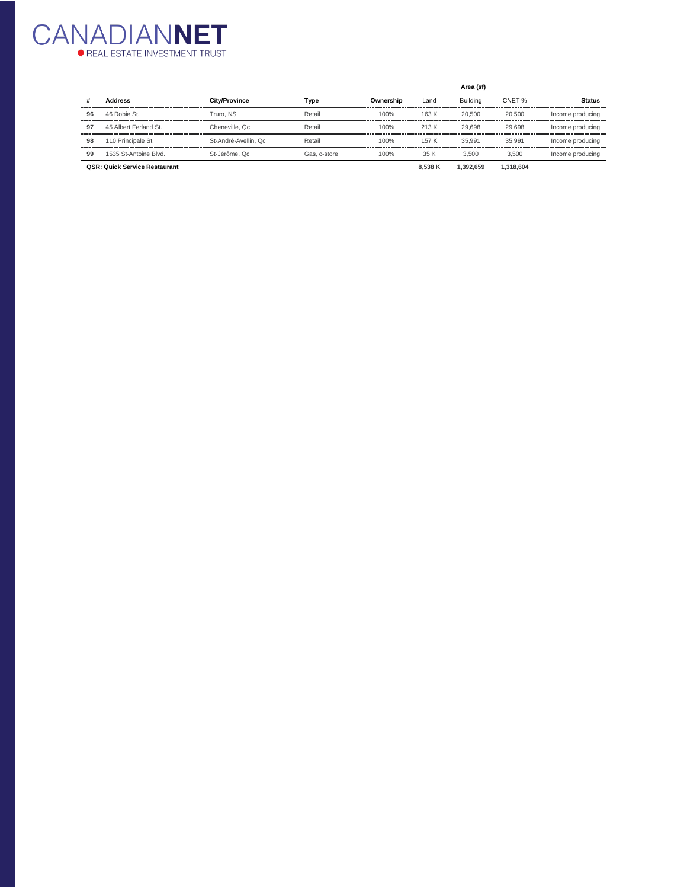# CANADIANNET
REAL ESTATE INVESTMENT TRUST

| # | Address | City/Province | Type | Ownership | Area (sf) | | | Status |
|---|---|---|---|---|---|---|---|---|
| | | | | | Land | Building | CNET % | |
| 96 | 46 Robie St. | Truro, NS | Retail | 100% | 163 K | 20,500 | 20,500 | Income producing |
| 97 | 45 Albert Ferland St. | Cheneville, Qc | Retail | 100% | 213 K | 29,698 | 29,698 | Income producing |
| 98 | 110 Principale St. | St-André-Avellin, Qc | Retail | 100% | 157 K | 35,991 | 35,991 | Income producing |
| 99 | 1535 St-Antoine Blvd. | St-Jérôme, Qc | Gas, c-store | 100% | 35 K | 3,500 | 3,500 | Income producing |
| | | | | | **8,538 K** | **1,392,659** | **1,318,604** | |

**QSR: Quick Service Restaurant**